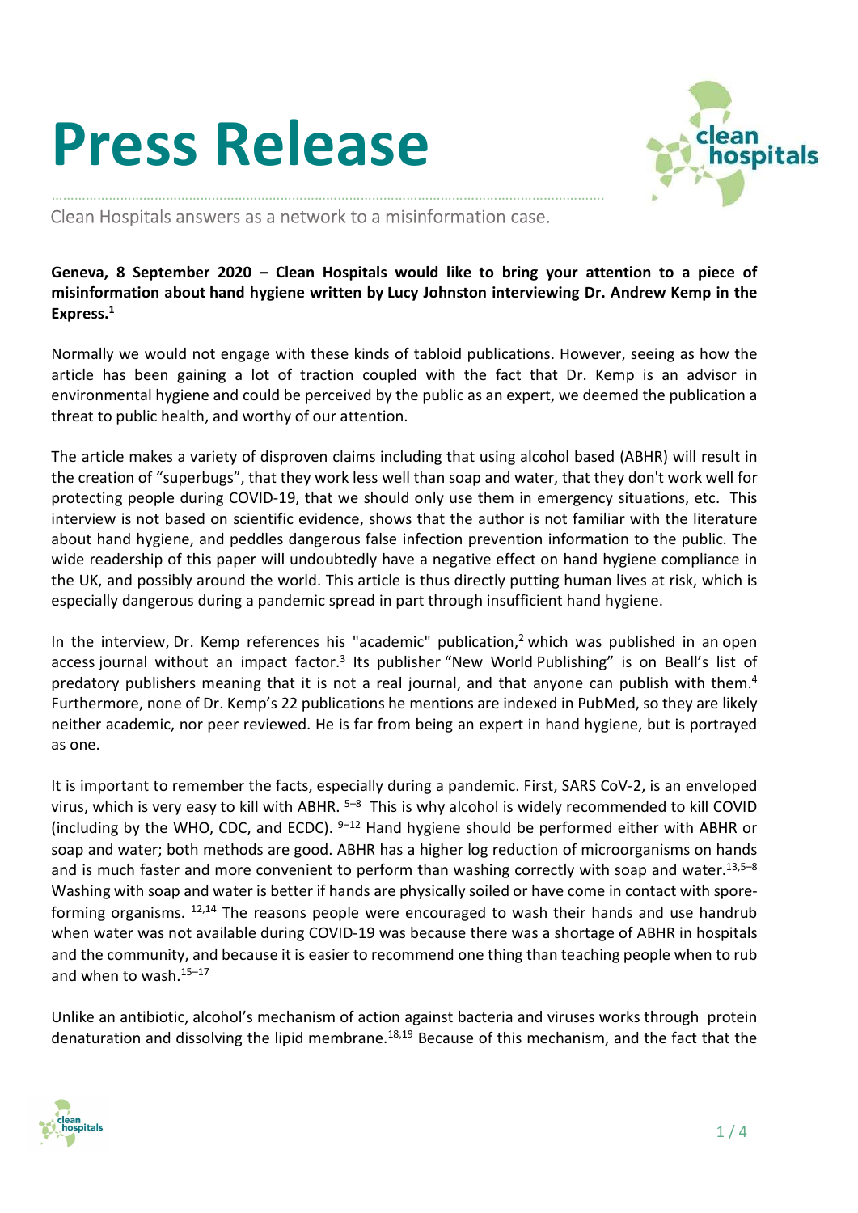# Press Release

Clean Hospitals answers as a network to a misinformation case.

**Geneva, 8 September 2020 – Clean Hospitals would like to bring your attention to a piece of misinformation about hand hygiene written by Lucy Johnston interviewing Dr. Andrew Kemp in the Express.[1]**

Normally we would not engage with these kinds of tabloid publications. However, seeing as how the article has been gaining a lot of traction coupled with the fact that Dr. Kemp is an advisor in environmental hygiene and could be perceived by the public as an expert, we deemed the publication a threat to public health, and worthy of our attention.

The article makes a variety of disproven claims including that using alcohol based (ABHR) will result in the creation of "superbugs", that they work less well than soap and water, that they don't work well for protecting people during COVID-19, that we should only use them in emergency situations, etc. This interview is not based on scientific evidence, shows that the author is not familiar with the literature about hand hygiene, and peddles dangerous false infection prevention information to the public. The wide readership of this paper will undoubtedly have a negative effect on hand hygiene compliance in the UK, and possibly around the world. This article is thus directly putting human lives at risk, which is especially dangerous during a pandemic spread in part through insufficient hand hygiene.

In the interview, Dr. Kemp references his "academic" publication,[2] which was published in an open access journal without an impact factor.[3] Its publisher "New World Publishing" is on Beall's list of predatory publishers meaning that it is not a real journal, and that anyone can publish with them.[4] Furthermore, none of Dr. Kemp's 22 publications he mentions are indexed in PubMed, so they are likely neither academic, nor peer reviewed. He is far from being an expert in hand hygiene, but is portrayed as one.

It is important to remember the facts, especially during a pandemic. First, SARS CoV-2, is an enveloped virus, which is very easy to kill with ABHR. [5–8] This is why alcohol is widely recommended to kill COVID (including by the WHO, CDC, and ECDC). [9–12] Hand hygiene should be performed either with ABHR or soap and water; both methods are good. ABHR has a higher log reduction of microorganisms on hands and is much faster and more convenient to perform than washing correctly with soap and water.[13,5–8] Washing with soap and water is better if hands are physically soiled or have come in contact with spore-forming organisms. [12,14] The reasons people were encouraged to wash their hands and use handrub when water was not available during COVID-19 was because there was a shortage of ABHR in hospitals and the community, and because it is easier to recommend one thing than teaching people when to rub and when to wash.[15–17]

Unlike an antibiotic, alcohol's mechanism of action against bacteria and viruses works through protein denaturation and dissolving the lipid membrane.[18,19] Because of this mechanism, and the fact that the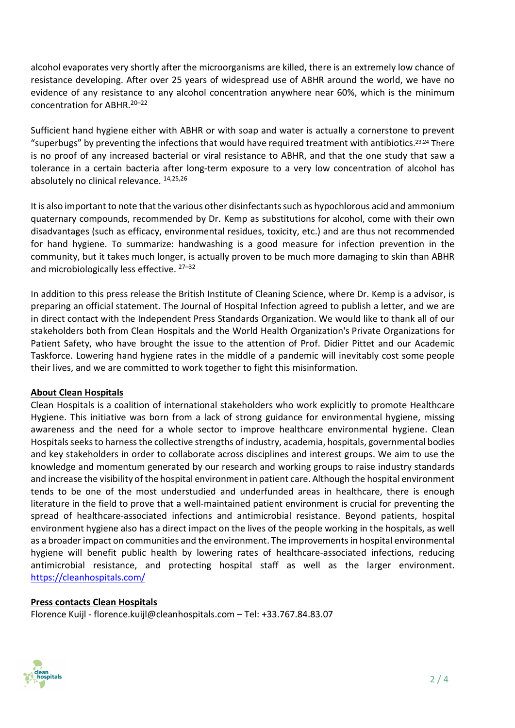alcohol evaporates very shortly after the microorganisms are killed, there is an extremely low chance of resistance developing. After over 25 years of widespread use of ABHR around the world, we have no evidence of any resistance to any alcohol concentration anywhere near 60%, which is the minimum concentration for ABHR.[20–22]

Sufficient hand hygiene either with ABHR or with soap and water is actually a cornerstone to prevent "superbugs" by preventing the infections that would have required treatment with antibiotics.[23,24] There is no proof of any increased bacterial or viral resistance to ABHR, and that the one study that saw a tolerance in a certain bacteria after long-term exposure to a very low concentration of alcohol has absolutely no clinical relevance. [14,25,26]

It is also important to note that the various other disinfectants such as hypochlorous acid and ammonium quaternary compounds, recommended by Dr. Kemp as substitutions for alcohol, come with their own disadvantages (such as efficacy, environmental residues, toxicity, etc.) and are thus not recommended for hand hygiene. To summarize: handwashing is a good measure for infection prevention in the community, but it takes much longer, is actually proven to be much more damaging to skin than ABHR and microbiologically less effective. [27–32]

In addition to this press release the British Institute of Cleaning Science, where Dr. Kemp is a advisor, is preparing an official statement. The Journal of Hospital Infection agreed to publish a letter, and we are in direct contact with the Independent Press Standards Organization. We would like to thank all of our stakeholders both from Clean Hospitals and the World Health Organization's Private Organizations for Patient Safety, who have brought the issue to the attention of Prof. Didier Pittet and our Academic Taskforce. Lowering hand hygiene rates in the middle of a pandemic will inevitably cost some people their lives, and we are committed to work together to fight this misinformation.

## About Clean Hospitals

Clean Hospitals is a coalition of international stakeholders who work explicitly to promote Healthcare Hygiene. This initiative was born from a lack of strong guidance for environmental hygiene, missing awareness and the need for a whole sector to improve healthcare environmental hygiene. Clean Hospitals seeks to harness the collective strengths of industry, academia, hospitals, governmental bodies and key stakeholders in order to collaborate across disciplines and interest groups. We aim to use the knowledge and momentum generated by our research and working groups to raise industry standards and increase the visibility of the hospital environment in patient care. Although the hospital environment tends to be one of the most understudied and underfunded areas in healthcare, there is enough literature in the field to prove that a well-maintained patient environment is crucial for preventing the spread of healthcare-associated infections and antimicrobial resistance. Beyond patients, hospital environment hygiene also has a direct impact on the lives of the people working in the hospitals, as well as a broader impact on communities and the environment. The improvements in hospital environmental hygiene will benefit public health by lowering rates of healthcare-associated infections, reducing antimicrobial resistance, and protecting hospital staff as well as the larger environment. https://cleanhospitals.com/

## Press contacts Clean Hospitals

Florence Kuijl - florence.kuijl@cleanhospitals.com – Tel: +33.767.84.83.07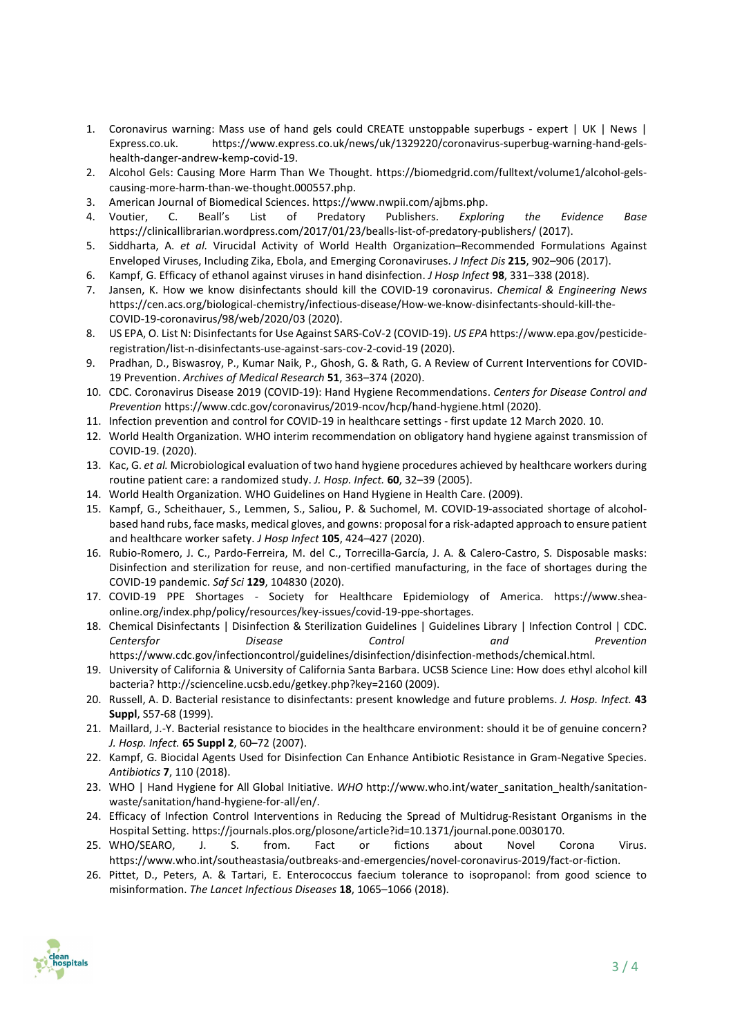1. Coronavirus warning: Mass use of hand gels could CREATE unstoppable superbugs - expert | UK | News | Express.co.uk. https://www.express.co.uk/news/uk/1329220/coronavirus-superbug-warning-hand-gels-health-danger-andrew-kemp-covid-19.
2. Alcohol Gels: Causing More Harm Than We Thought. https://biomedgrid.com/fulltext/volume1/alcohol-gels-causing-more-harm-than-we-thought.000557.php.
3. American Journal of Biomedical Sciences. https://www.nwpii.com/ajbms.php.
4. Voutier, C. Beall's List of Predatory Publishers. *Exploring the Evidence Base* https://clinicallibrarian.wordpress.com/2017/01/23/bealls-list-of-predatory-publishers/ (2017).
5. Siddharta, A. *et al.* Virucidal Activity of World Health Organization–Recommended Formulations Against Enveloped Viruses, Including Zika, Ebola, and Emerging Coronaviruses. *J Infect Dis* **215**, 902–906 (2017).
6. Kampf, G. Efficacy of ethanol against viruses in hand disinfection. *J Hosp Infect* **98**, 331–338 (2018).
7. Jansen, K. How we know disinfectants should kill the COVID-19 coronavirus. *Chemical & Engineering News* https://cen.acs.org/biological-chemistry/infectious-disease/How-we-know-disinfectants-should-kill-the-COVID-19-coronavirus/98/web/2020/03 (2020).
8. US EPA, O. List N: Disinfectants for Use Against SARS-CoV-2 (COVID-19). *US EPA* https://www.epa.gov/pesticide-registration/list-n-disinfectants-use-against-sars-cov-2-covid-19 (2020).
9. Pradhan, D., Biswasroy, P., Kumar Naik, P., Ghosh, G. & Rath, G. A Review of Current Interventions for COVID-19 Prevention. *Archives of Medical Research* **51**, 363–374 (2020).
10. CDC. Coronavirus Disease 2019 (COVID-19): Hand Hygiene Recommendations. *Centers for Disease Control and Prevention* https://www.cdc.gov/coronavirus/2019-ncov/hcp/hand-hygiene.html (2020).
11. Infection prevention and control for COVID-19 in healthcare settings - first update 12 March 2020. 10.
12. World Health Organization. WHO interim recommendation on obligatory hand hygiene against transmission of COVID-19. (2020).
13. Kac, G. *et al.* Microbiological evaluation of two hand hygiene procedures achieved by healthcare workers during routine patient care: a randomized study. *J. Hosp. Infect.* **60**, 32–39 (2005).
14. World Health Organization. WHO Guidelines on Hand Hygiene in Health Care. (2009).
15. Kampf, G., Scheithauer, S., Lemmen, S., Saliou, P. & Suchomel, M. COVID-19-associated shortage of alcohol-based hand rubs, face masks, medical gloves, and gowns: proposal for a risk-adapted approach to ensure patient and healthcare worker safety. *J Hosp Infect* **105**, 424–427 (2020).
16. Rubio-Romero, J. C., Pardo-Ferreira, M. del C., Torrecilla-García, J. A. & Calero-Castro, S. Disposable masks: Disinfection and sterilization for reuse, and non-certified manufacturing, in the face of shortages during the COVID-19 pandemic. *Saf Sci* **129**, 104830 (2020).
17. COVID-19 PPE Shortages - Society for Healthcare Epidemiology of America. https://www.shea-online.org/index.php/policy/resources/key-issues/covid-19-ppe-shortages.
18. Chemical Disinfectants | Disinfection & Sterilization Guidelines | Guidelines Library | Infection Control | CDC. *Centersfor Disease Control and Prevention* https://www.cdc.gov/infectioncontrol/guidelines/disinfection/disinfection-methods/chemical.html.
19. University of California & University of California Santa Barbara. UCSB Science Line: How does ethyl alcohol kill bacteria? http://scienceline.ucsb.edu/getkey.php?key=2160 (2009).
20. Russell, A. D. Bacterial resistance to disinfectants: present knowledge and future problems. *J. Hosp. Infect.* **43 Suppl**, S57-68 (1999).
21. Maillard, J.-Y. Bacterial resistance to biocides in the healthcare environment: should it be of genuine concern? *J. Hosp. Infect.* **65 Suppl 2**, 60–72 (2007).
22. Kampf, G. Biocidal Agents Used for Disinfection Can Enhance Antibiotic Resistance in Gram-Negative Species. *Antibiotics* **7**, 110 (2018).
23. WHO | Hand Hygiene for All Global Initiative. *WHO* http://www.who.int/water_sanitation_health/sanitation-waste/sanitation/hand-hygiene-for-all/en/.
24. Efficacy of Infection Control Interventions in Reducing the Spread of Multidrug-Resistant Organisms in the Hospital Setting. https://journals.plos.org/plosone/article?id=10.1371/journal.pone.0030170.
25. WHO/SEARO, J. S. from. Fact or fictions about Novel Corona Virus. https://www.who.int/southeastasia/outbreaks-and-emergencies/novel-coronavirus-2019/fact-or-fiction.
26. Pittet, D., Peters, A. & Tartari, E. Enterococcus faecium tolerance to isopropanol: from good science to misinformation. *The Lancet Infectious Diseases* **18**, 1065–1066 (2018).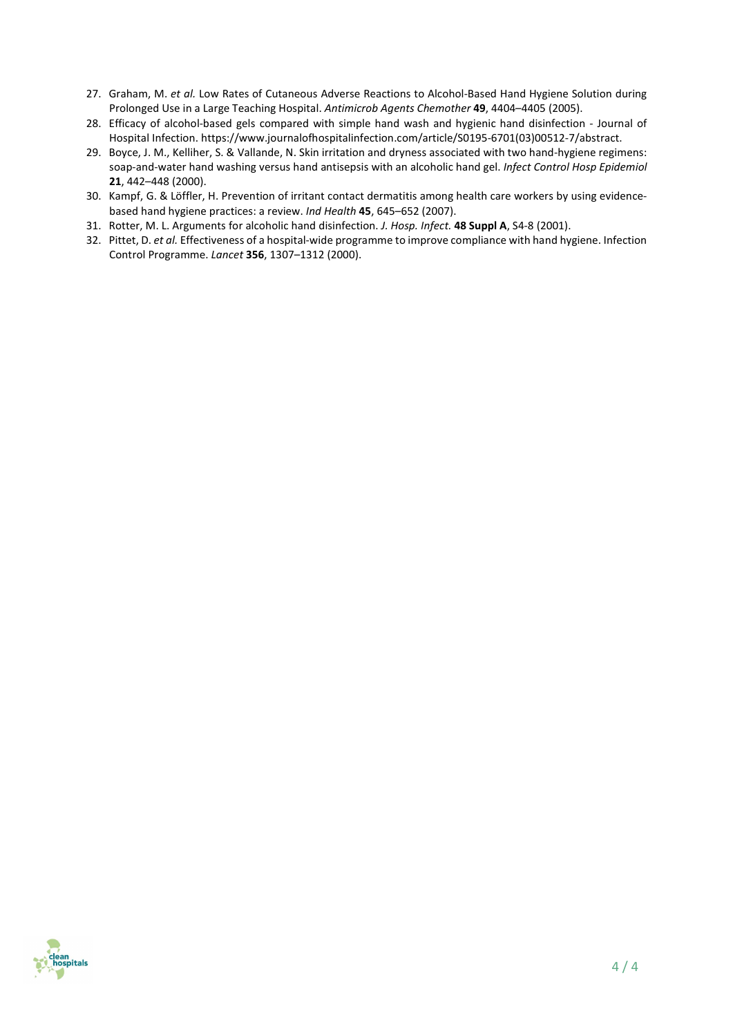27. Graham, M. *et al.* Low Rates of Cutaneous Adverse Reactions to Alcohol-Based Hand Hygiene Solution during Prolonged Use in a Large Teaching Hospital. *Antimicrob Agents Chemother* **49**, 4404–4405 (2005).
28. Efficacy of alcohol-based gels compared with simple hand wash and hygienic hand disinfection - Journal of Hospital Infection. https://www.journalofhospitalinfection.com/article/S0195-6701(03)00512-7/abstract.
29. Boyce, J. M., Kelliher, S. & Vallande, N. Skin irritation and dryness associated with two hand-hygiene regimens: soap-and-water hand washing versus hand antisepsis with an alcoholic hand gel. *Infect Control Hosp Epidemiol* **21**, 442–448 (2000).
30. Kampf, G. & Löffler, H. Prevention of irritant contact dermatitis among health care workers by using evidence-based hand hygiene practices: a review. *Ind Health* **45**, 645–652 (2007).
31. Rotter, M. L. Arguments for alcoholic hand disinfection. *J. Hosp. Infect.* **48 Suppl A**, S4-8 (2001).
32. Pittet, D. *et al.* Effectiveness of a hospital-wide programme to improve compliance with hand hygiene. Infection Control Programme. *Lancet* **356**, 1307–1312 (2000).